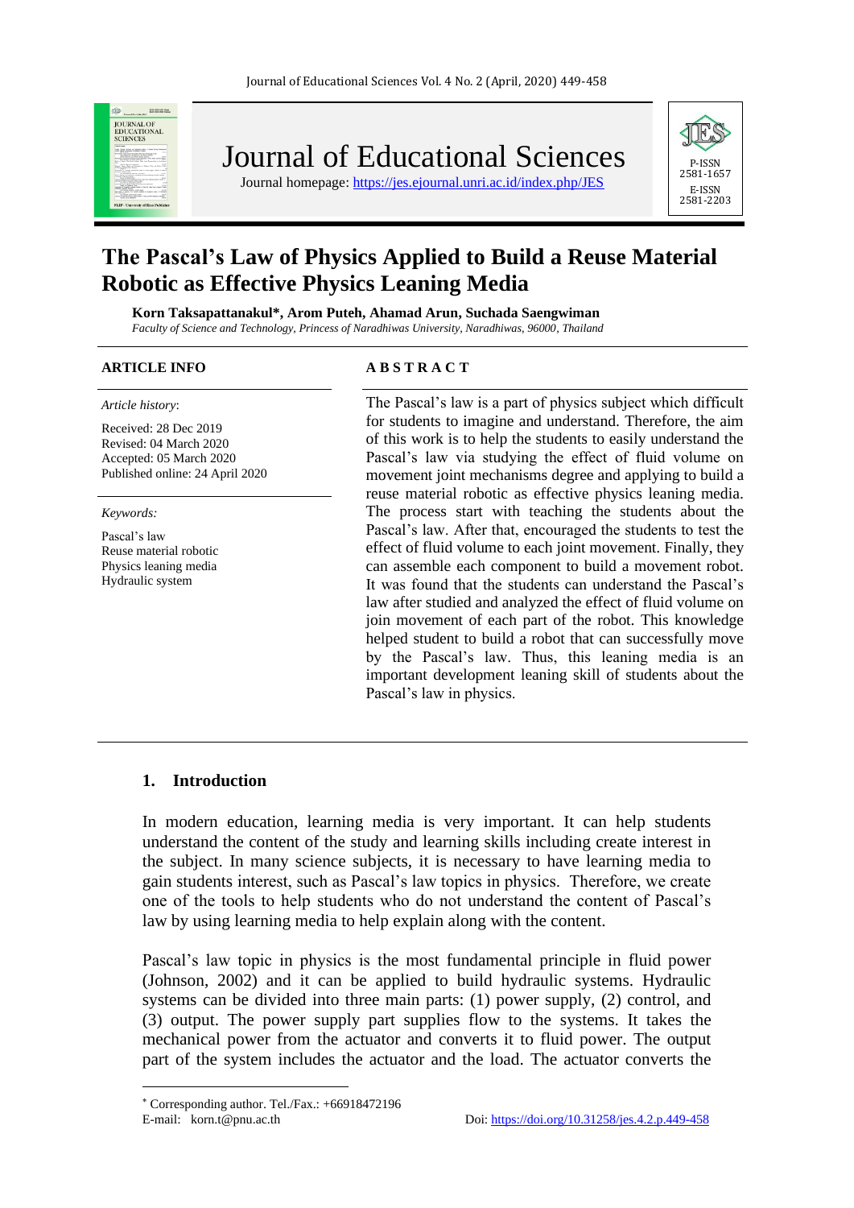# The Pascal's Law of Physics Applied to Build a Reuse Material Robotic as Effective Physics Leaning Media

**Korn Taksapattanakul*, Arom Puteh, Ahamad Arun, Suchada Saengwiman**
*Faculty of Science and Technology, Princess of Naradhiwas University, Naradhiwas, 96000, Thailand*

**ARTICLE INFO**

*Article history*:

Received: 28 Dec 2019
Revised: 04 March 2020
Accepted: 05 March 2020
Published online: 24 April 2020

*Keywords:*

Pascal's law
Reuse material robotic
Physics leaning media
Hydraulic system

**A B S T R A C T**

The Pascal's law is a part of physics subject which difficult for students to imagine and understand. Therefore, the aim of this work is to help the students to easily understand the Pascal's law via studying the effect of fluid volume on movement joint mechanisms degree and applying to build a reuse material robotic as effective physics leaning media. The process start with teaching the students about the Pascal's law. After that, encouraged the students to test the effect of fluid volume to each joint movement. Finally, they can assemble each component to build a movement robot. It was found that the students can understand the Pascal's law after studied and analyzed the effect of fluid volume on join movement of each part of the robot. This knowledge helped student to build a robot that can successfully move by the Pascal's law. Thus, this leaning media is an important development leaning skill of students about the Pascal's law in physics.

## 1. Introduction

In modern education, learning media is very important. It can help students understand the content of the study and learning skills including create interest in the subject. In many science subjects, it is necessary to have learning media to gain students interest, such as Pascal's law topics in physics. Therefore, we create one of the tools to help students who do not understand the content of Pascal's law by using learning media to help explain along with the content.

Pascal's law topic in physics is the most fundamental principle in fluid power (Johnson, 2002) and it can be applied to build hydraulic systems. Hydraulic systems can be divided into three main parts: (1) power supply, (2) control, and (3) output. The power supply part supplies flow to the systems. It takes the mechanical power from the actuator and converts it to fluid power. The output part of the system includes the actuator and the load. The actuator converts the

* Corresponding author. Tel./Fax.: +66918472196
E-mail: korn.t@pnu.ac.th

Doi: https://doi.org/10.31258/jes.4.2.p.449-458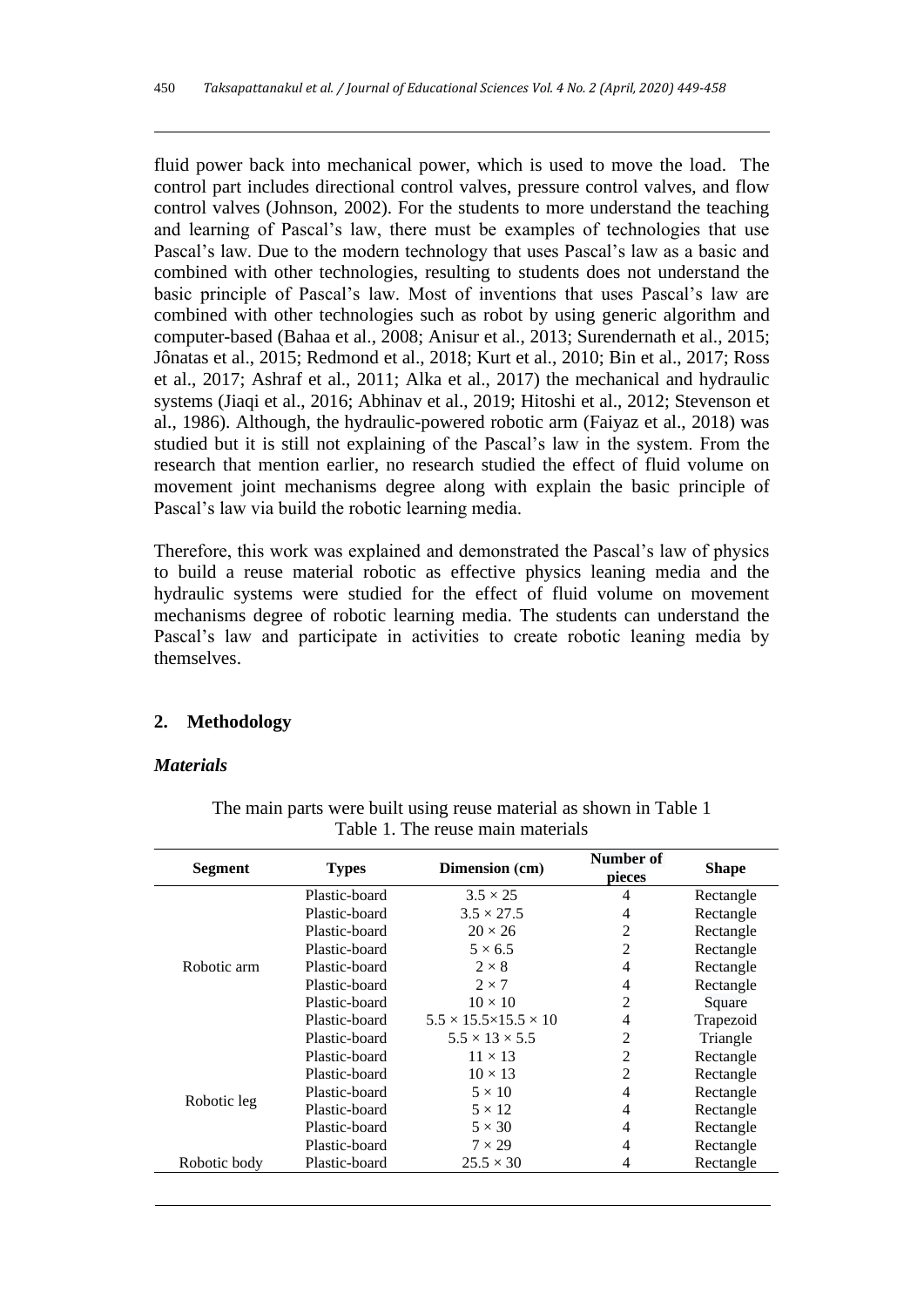fluid power back into mechanical power, which is used to move the load. The control part includes directional control valves, pressure control valves, and flow control valves (Johnson, 2002). For the students to more understand the teaching and learning of Pascal's law, there must be examples of technologies that use Pascal's law. Due to the modern technology that uses Pascal's law as a basic and combined with other technologies, resulting to students does not understand the basic principle of Pascal's law. Most of inventions that uses Pascal's law are combined with other technologies such as robot by using generic algorithm and computer-based (Bahaa et al., 2008; Anisur et al., 2013; Surendernath et al., 2015; Jônatas et al., 2015; Redmond et al., 2018; Kurt et al., 2010; Bin et al., 2017; Ross et al., 2017; Ashraf et al., 2011; Alka et al., 2017) the mechanical and hydraulic systems (Jiaqi et al., 2016; Abhinav et al., 2019; Hitoshi et al., 2012; Stevenson et al., 1986). Although, the hydraulic-powered robotic arm (Faiyaz et al., 2018) was studied but it is still not explaining of the Pascal's law in the system. From the research that mention earlier, no research studied the effect of fluid volume on movement joint mechanisms degree along with explain the basic principle of Pascal's law via build the robotic learning media.

Therefore, this work was explained and demonstrated the Pascal's law of physics to build a reuse material robotic as effective physics leaning media and the hydraulic systems were studied for the effect of fluid volume on movement mechanisms degree of robotic learning media. The students can understand the Pascal's law and participate in activities to create robotic leaning media by themselves.

## 2. Methodology

### *Materials*

The main parts were built using reuse material as shown in Table 1

Table 1. The reuse main materials

| Segment | Types | Dimension (cm) | Number of pieces | Shape |
|---|---|---|---|---|
| Robotic arm | Plastic-board | 3.5 × 25 | 4 | Rectangle |
| | Plastic-board | 3.5 × 27.5 | 4 | Rectangle |
| | Plastic-board | 20 × 26 | 2 | Rectangle |
| | Plastic-board | 5 × 6.5 | 2 | Rectangle |
| | Plastic-board | 2 × 8 | 4 | Rectangle |
| | Plastic-board | 2 × 7 | 4 | Rectangle |
| | Plastic-board | 10 × 10 | 2 | Square |
| | Plastic-board | 5.5 × 15.5×15.5 × 10 | 4 | Trapezoid |
| | Plastic-board | 5.5 × 13 × 5.5 | 2 | Triangle |
| Robotic leg | Plastic-board | 11 × 13 | 2 | Rectangle |
| | Plastic-board | 10 × 13 | 2 | Rectangle |
| | Plastic-board | 5 × 10 | 4 | Rectangle |
| | Plastic-board | 5 × 12 | 4 | Rectangle |
| | Plastic-board | 5 × 30 | 4 | Rectangle |
| | Plastic-board | 7 × 29 | 4 | Rectangle |
| Robotic body | Plastic-board | 25.5 × 30 | 4 | Rectangle |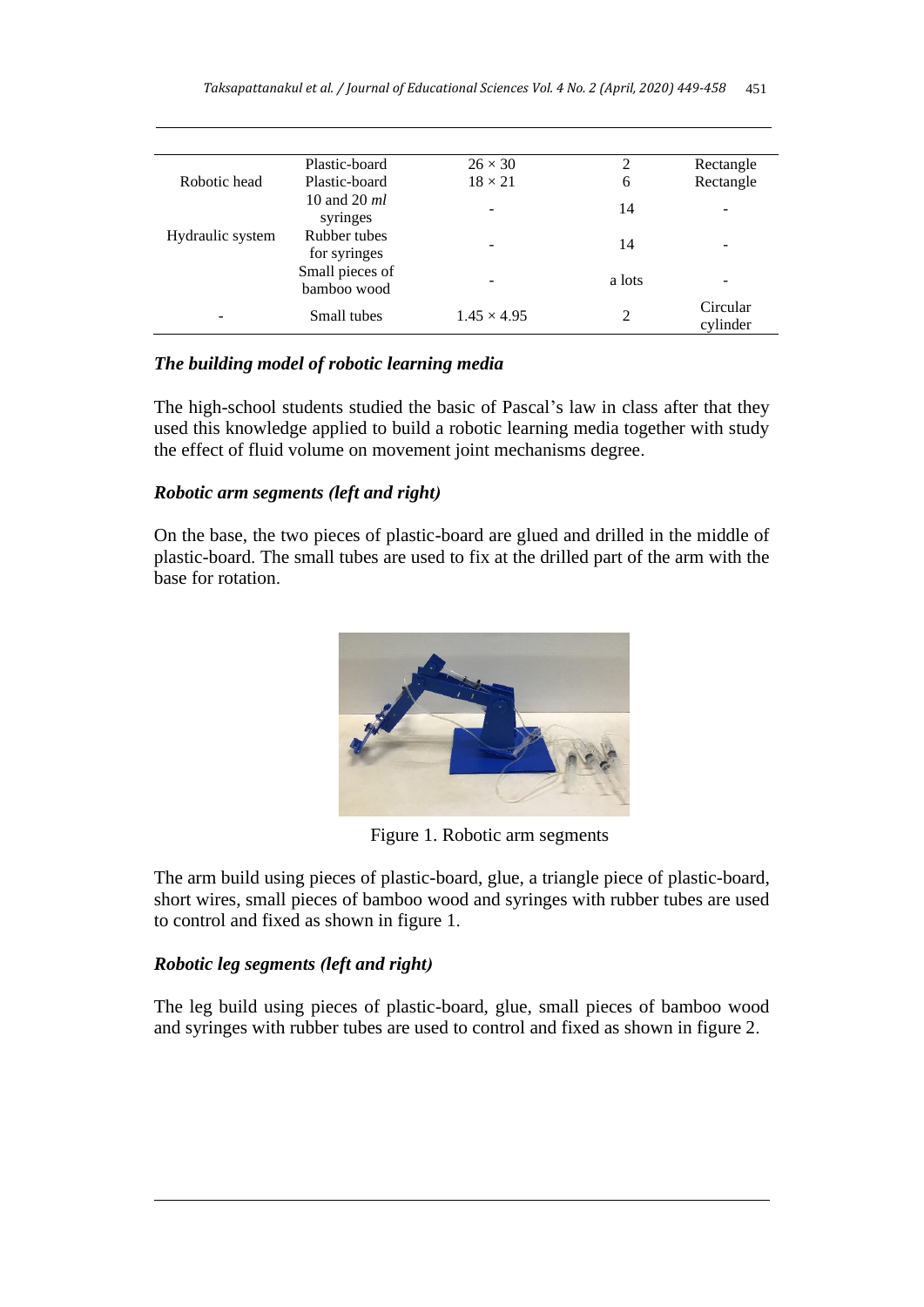| | | | | |
|---|---|---|---|---|
| Robotic head | Plastic-board | $26 \times 30$ | 2 | Rectangle |
| | Plastic-board | $18 \times 21$ | 6 | Rectangle |
| Hydraulic system | 10 and 20 *ml* syringes | - | 14 | - |
| | Rubber tubes for syringes | - | 14 | - |
| | Small pieces of bamboo wood | - | a lots | - |
| - | Small tubes | $1.45 \times 4.95$ | 2 | Circular cylinder |

### *The building model of robotic learning media*

The high-school students studied the basic of Pascal's law in class after that they used this knowledge applied to build a robotic learning media together with study the effect of fluid volume on movement joint mechanisms degree.

### *Robotic arm segments (left and right)*

On the base, the two pieces of plastic-board are glued and drilled in the middle of plastic-board. The small tubes are used to fix at the drilled part of the arm with the base for rotation.

Figure 1. Robotic arm segments

The arm build using pieces of plastic-board, glue, a triangle piece of plastic-board, short wires, small pieces of bamboo wood and syringes with rubber tubes are used to control and fixed as shown in figure 1.

### *Robotic leg segments (left and right)*

The leg build using pieces of plastic-board, glue, small pieces of bamboo wood and syringes with rubber tubes are used to control and fixed as shown in figure 2.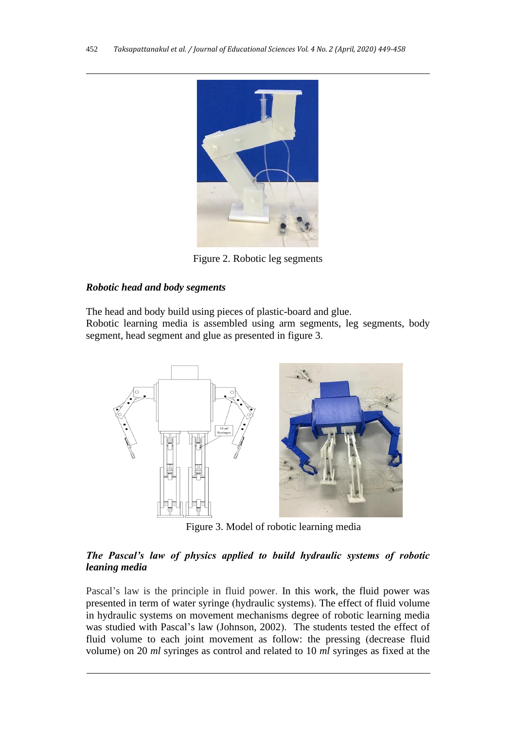Figure 2. Robotic leg segments

***Robotic head and body segments***

The head and body build using pieces of plastic-board and glue.
Robotic learning media is assembled using arm segments, leg segments, body segment, head segment and glue as presented in figure 3.

Figure 3. Model of robotic learning media

***The Pascal's law of physics applied to build hydraulic systems of robotic leaning media***

Pascal's law is the principle in fluid power. In this work, the fluid power was presented in term of water syringe (hydraulic systems). The effect of fluid volume in hydraulic systems on movement mechanisms degree of robotic learning media was studied with Pascal's law (Johnson, 2002). The students tested the effect of fluid volume to each joint movement as follow: the pressing (decrease fluid volume) on 20 *ml* syringes as control and related to 10 *ml* syringes as fixed at the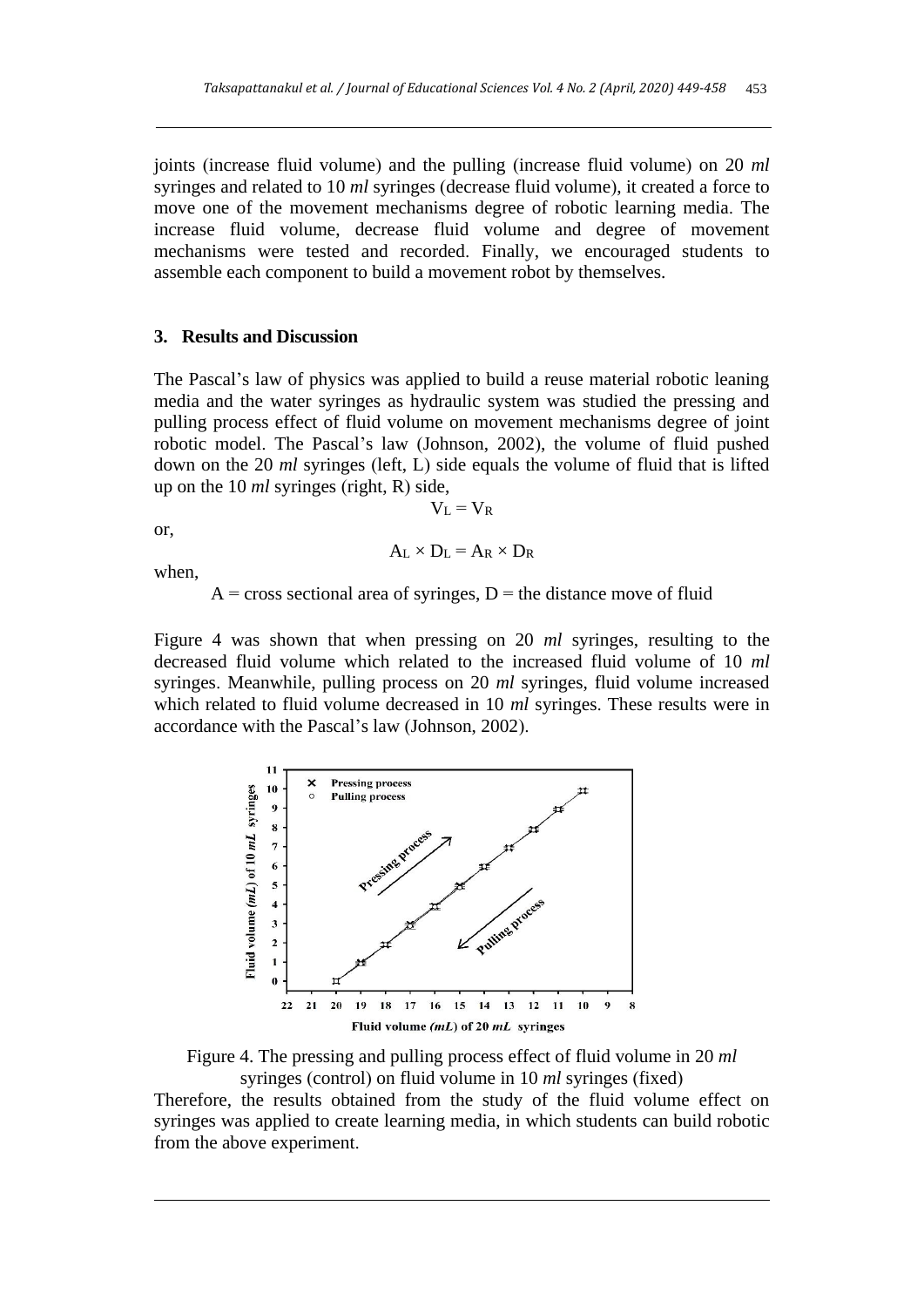joints (increase fluid volume) and the pulling (increase fluid volume) on 20 *ml* syringes and related to 10 *ml* syringes (decrease fluid volume), it created a force to move one of the movement mechanisms degree of robotic learning media. The increase fluid volume, decrease fluid volume and degree of movement mechanisms were tested and recorded. Finally, we encouraged students to assemble each component to build a movement robot by themselves.

## 3. Results and Discussion

The Pascal's law of physics was applied to build a reuse material robotic leaning media and the water syringes as hydraulic system was studied the pressing and pulling process effect of fluid volume on movement mechanisms degree of joint robotic model. The Pascal's law (Johnson, 2002), the volume of fluid pushed down on the 20 *ml* syringes (left, L) side equals the volume of fluid that is lifted up on the 10 *ml* syringes (right, R) side,

$$V_L = V_R$$

or,

$$A_L \times D_L = A_R \times D_R$$

when,

A = cross sectional area of syringes, D = the distance move of fluid

Figure 4 was shown that when pressing on 20 *ml* syringes, resulting to the decreased fluid volume which related to the increased fluid volume of 10 *ml* syringes. Meanwhile, pulling process on 20 *ml* syringes, fluid volume increased which related to fluid volume decreased in 10 *ml* syringes. These results were in accordance with the Pascal's law (Johnson, 2002).

Figure 4. The pressing and pulling process effect of fluid volume in 20 *ml* syringes (control) on fluid volume in 10 *ml* syringes (fixed)

Therefore, the results obtained from the study of the fluid volume effect on syringes was applied to create learning media, in which students can build robotic from the above experiment.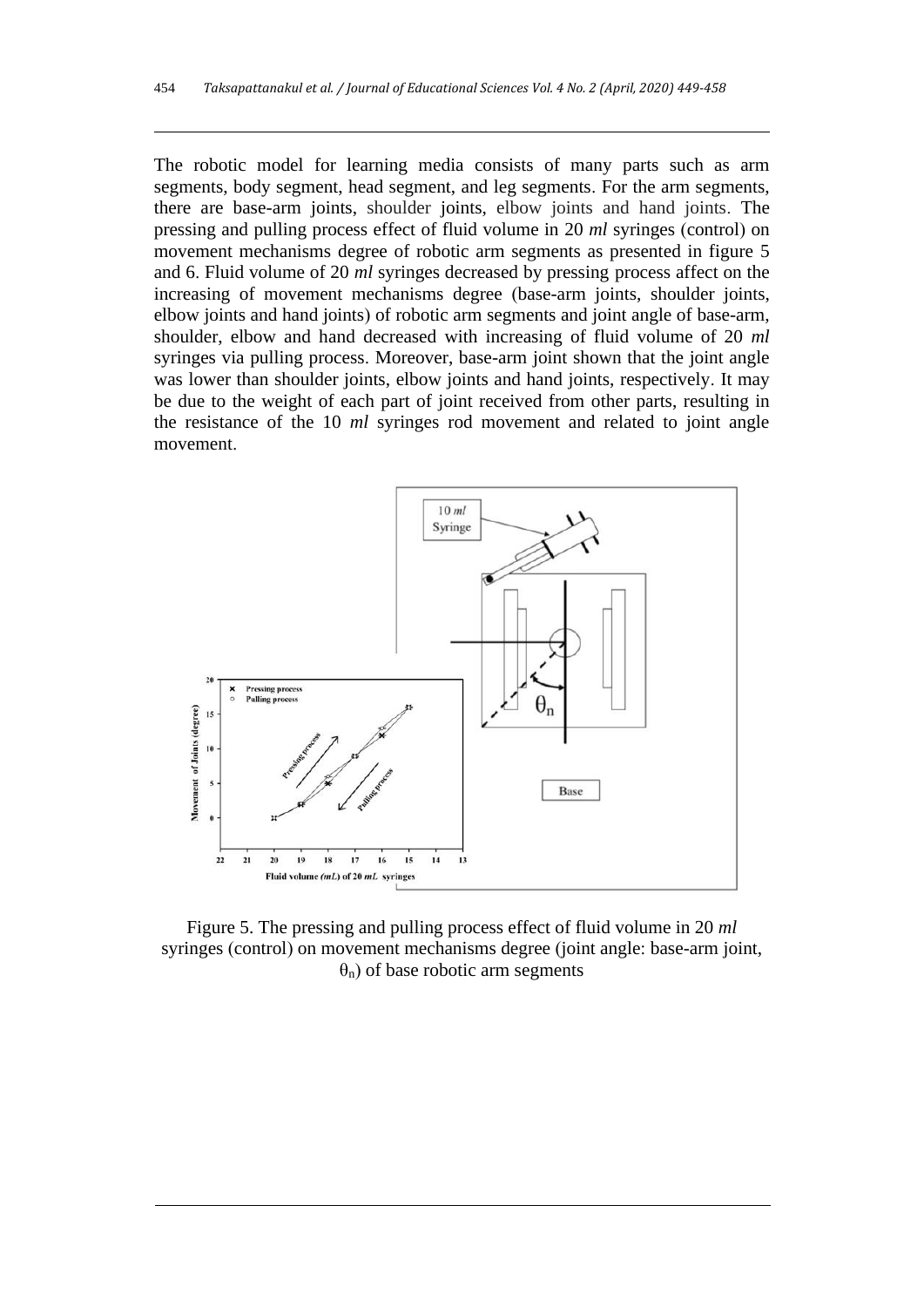The robotic model for learning media consists of many parts such as arm segments, body segment, head segment, and leg segments. For the arm segments, there are base-arm joints, shoulder joints, elbow joints and hand joints. The pressing and pulling process effect of fluid volume in 20 *ml* syringes (control) on movement mechanisms degree of robotic arm segments as presented in figure 5 and 6. Fluid volume of 20 *ml* syringes decreased by pressing process affect on the increasing of movement mechanisms degree (base-arm joints, shoulder joints, elbow joints and hand joints) of robotic arm segments and joint angle of base-arm, shoulder, elbow and hand decreased with increasing of fluid volume of 20 *ml* syringes via pulling process. Moreover, base-arm joint shown that the joint angle was lower than shoulder joints, elbow joints and hand joints, respectively. It may be due to the weight of each part of joint received from other parts, resulting in the resistance of the 10 *ml* syringes rod movement and related to joint angle movement.

Figure 5. The pressing and pulling process effect of fluid volume in 20 *ml* syringes (control) on movement mechanisms degree (joint angle: base-arm joint, $\theta_n$) of base robotic arm segments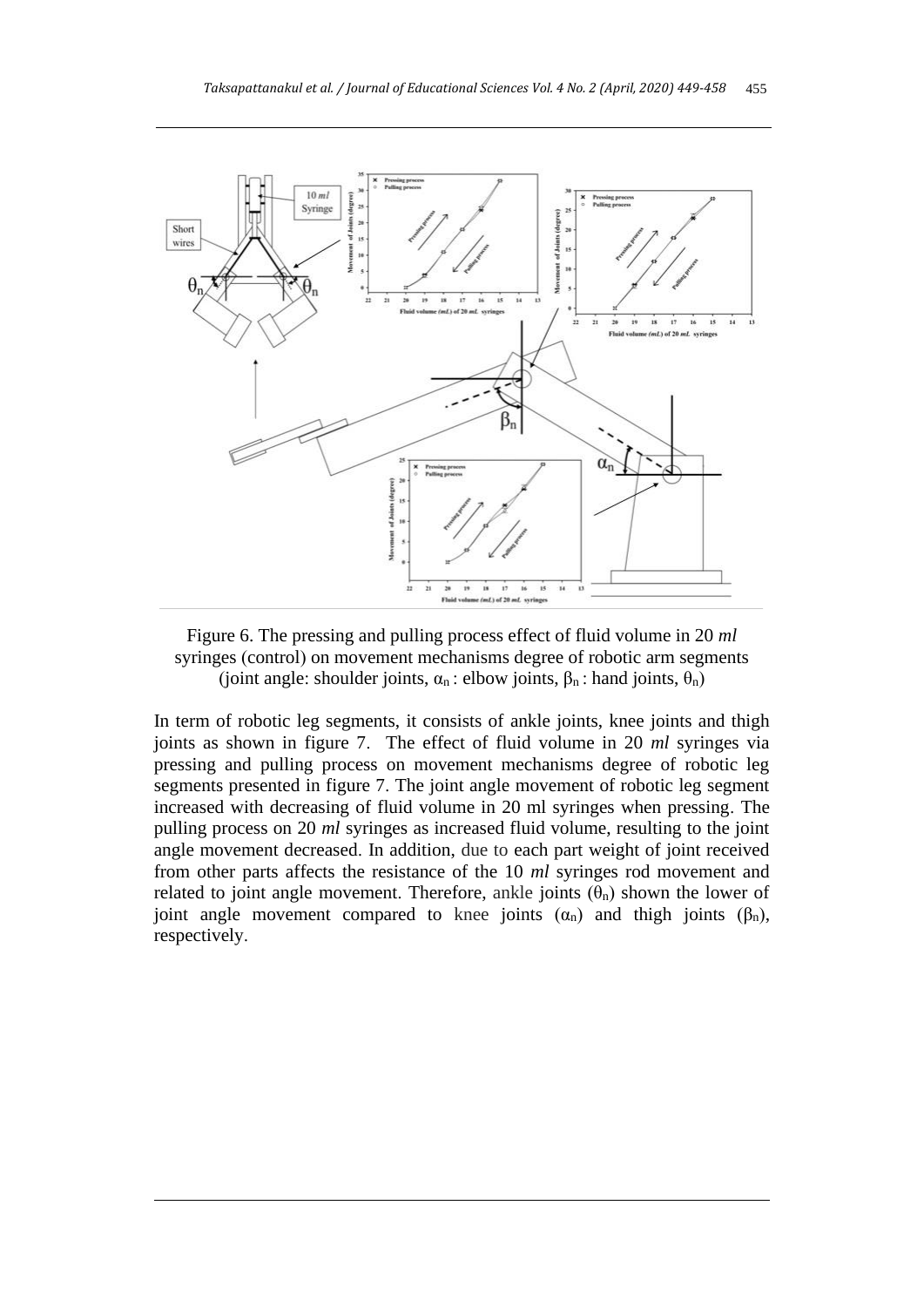Figure 6. The pressing and pulling process effect of fluid volume in 20 *ml* syringes (control) on movement mechanisms degree of robotic arm segments (joint angle: shoulder joints, $\alpha_n$ : elbow joints, $\beta_n$ : hand joints, $\theta_n$)

In term of robotic leg segments, it consists of ankle joints, knee joints and thigh joints as shown in figure 7. The effect of fluid volume in 20 *ml* syringes via pressing and pulling process on movement mechanisms degree of robotic leg segments presented in figure 7. The joint angle movement of robotic leg segment increased with decreasing of fluid volume in 20 ml syringes when pressing. The pulling process on 20 *ml* syringes as increased fluid volume, resulting to the joint angle movement decreased. In addition, due to each part weight of joint received from other parts affects the resistance of the 10 *ml* syringes rod movement and related to joint angle movement. Therefore, ankle joints ($\theta_n$) shown the lower of joint angle movement compared to knee joints ($\alpha_n$) and thigh joints ($\beta_n$), respectively.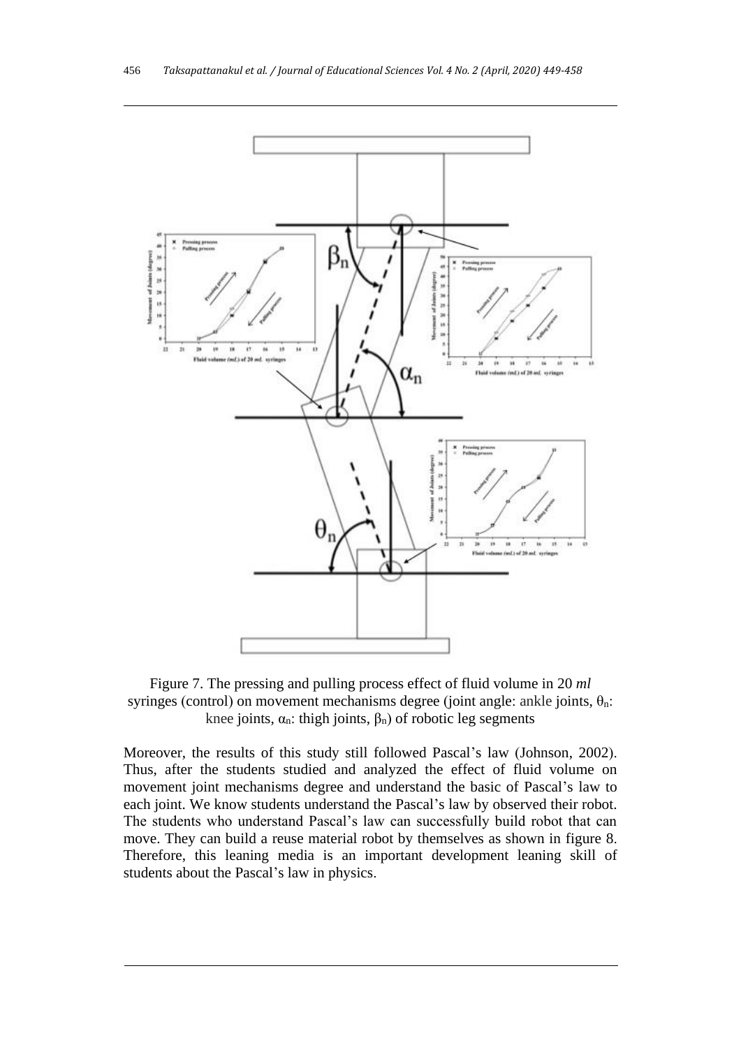Figure 7. The pressing and pulling process effect of fluid volume in 20 *ml* syringes (control) on movement mechanisms degree (joint angle: ankle joints, $\theta_n$: knee joints, $\alpha_n$: thigh joints, $\beta_n$) of robotic leg segments

Moreover, the results of this study still followed Pascal's law (Johnson, 2002). Thus, after the students studied and analyzed the effect of fluid volume on movement joint mechanisms degree and understand the basic of Pascal's law to each joint. We know students understand the Pascal's law by observed their robot. The students who understand Pascal's law can successfully build robot that can move. They can build a reuse material robot by themselves as shown in figure 8. Therefore, this leaning media is an important development leaning skill of students about the Pascal's law in physics.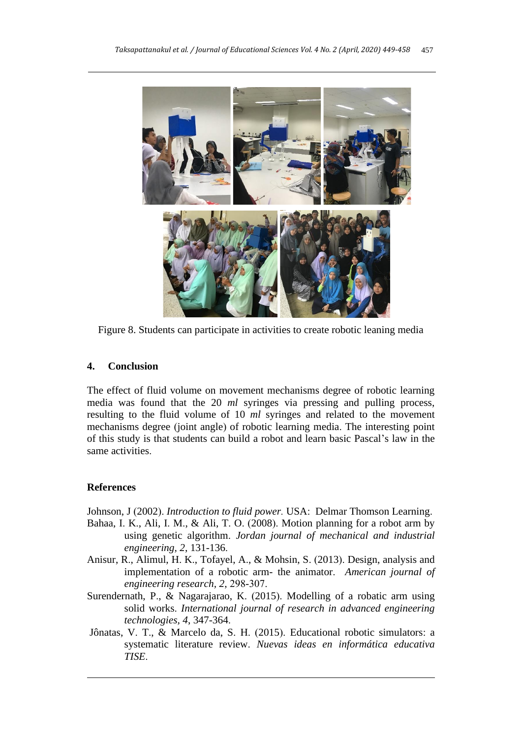Figure 8. Students can participate in activities to create robotic leaning media

## 4. Conclusion

The effect of fluid volume on movement mechanisms degree of robotic learning media was found that the 20 *ml* syringes via pressing and pulling process, resulting to the fluid volume of 10 *ml* syringes and related to the movement mechanisms degree (joint angle) of robotic learning media. The interesting point of this study is that students can build a robot and learn basic Pascal's law in the same activities.

## References

Johnson, J (2002). *Introduction to fluid power.* USA: Delmar Thomson Learning.

Bahaa, I. K., Ali, I. M., & Ali, T. O. (2008). Motion planning for a robot arm by using genetic algorithm. *Jordan journal of mechanical and industrial engineering, 2*, 131-136.

Anisur, R., Alimul, H. K., Tofayel, A., & Mohsin, S. (2013). Design, analysis and implementation of a robotic arm- the animator. *American journal of engineering research, 2*, 298-307.

Surendernath, P., & Nagarajarao, K. (2015). Modelling of a robatic arm using solid works. *International journal of research in advanced engineering technologies, 4*, 347-364.

Jônatas, V. T., & Marcelo da, S. H. (2015). Educational robotic simulators: a systematic literature review. *Nuevas ideas en informática educativa TISE*.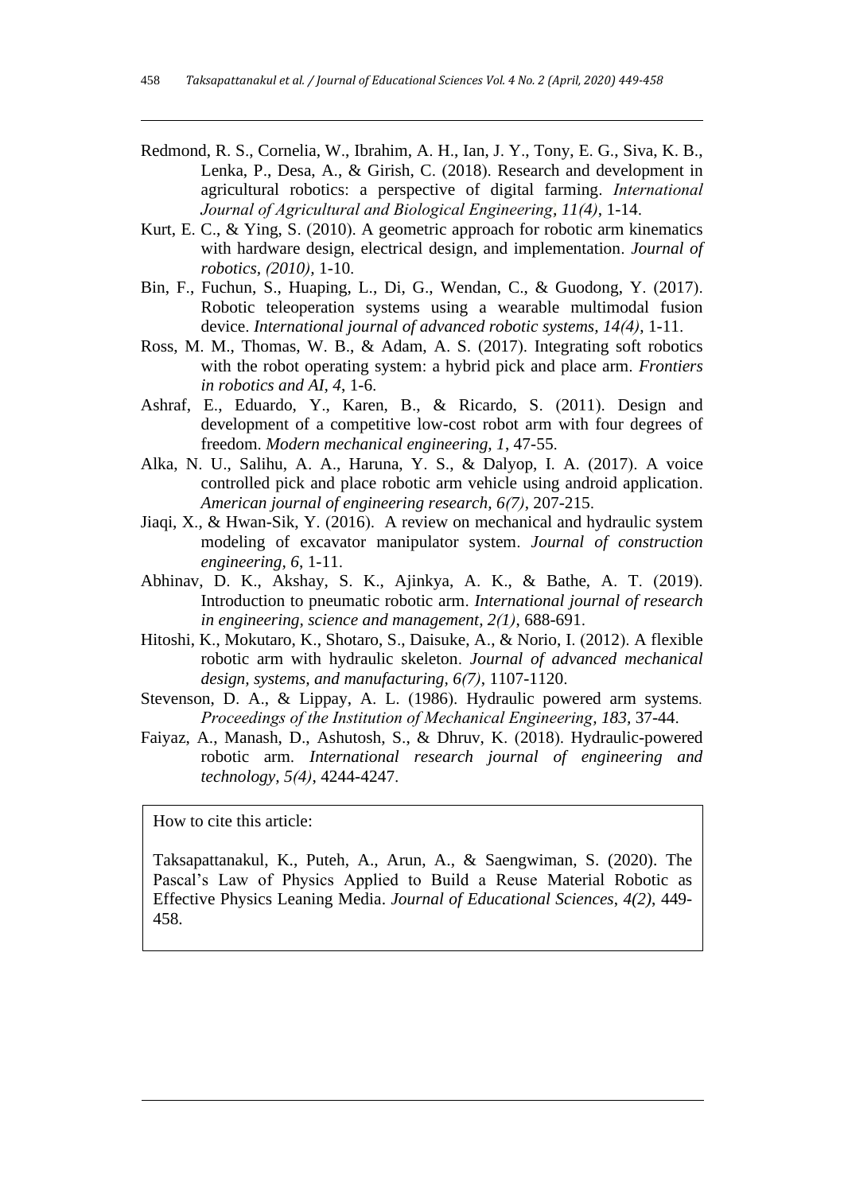Redmond, R. S., Cornelia, W., Ibrahim, A. H., Ian, J. Y., Tony, E. G., Siva, K. B., Lenka, P., Desa, A., & Girish, C. (2018). Research and development in agricultural robotics: a perspective of digital farming. *International Journal of Agricultural and Biological Engineering*, *11(4)*, 1-14.

Kurt, E. C., & Ying, S. (2010). A geometric approach for robotic arm kinematics with hardware design, electrical design, and implementation. *Journal of robotics*, *(2010)*, 1-10.

Bin, F., Fuchun, S., Huaping, L., Di, G., Wendan, C., & Guodong, Y. (2017). Robotic teleoperation systems using a wearable multimodal fusion device. *International journal of advanced robotic systems*, *14(4)*, 1-11.

Ross, M. M., Thomas, W. B., & Adam, A. S. (2017). Integrating soft robotics with the robot operating system: a hybrid pick and place arm. *Frontiers in robotics and AI*, *4*, 1-6.

Ashraf, E., Eduardo, Y., Karen, B., & Ricardo, S. (2011). Design and development of a competitive low-cost robot arm with four degrees of freedom. *Modern mechanical engineering*, *1*, 47-55.

Alka, N. U., Salihu, A. A., Haruna, Y. S., & Dalyop, I. A. (2017). A voice controlled pick and place robotic arm vehicle using android application. *American journal of engineering research*, *6(7)*, 207-215.

Jiaqi, X., & Hwan-Sik, Y. (2016). A review on mechanical and hydraulic system modeling of excavator manipulator system. *Journal of construction engineering*, *6*, 1-11.

Abhinav, D. K., Akshay, S. K., Ajinkya, A. K., & Bathe, A. T. (2019). Introduction to pneumatic robotic arm. *International journal of research in engineering, science and management*, *2(1)*, 688-691.

Hitoshi, K., Mokutaro, K., Shotaro, S., Daisuke, A., & Norio, I. (2012). A flexible robotic arm with hydraulic skeleton. *Journal of advanced mechanical design, systems, and manufacturing*, *6(7)*, 1107-1120.

Stevenson, D. A., & Lippay, A. L. (1986). Hydraulic powered arm systems. *Proceedings of the Institution of Mechanical Engineering*, *183*, 37-44.

Faiyaz, A., Manash, D., Ashutosh, S., & Dhruv, K. (2018). Hydraulic-powered robotic arm. *International research journal of engineering and technology*, *5(4)*, 4244-4247.

How to cite this article:

Taksapattanakul, K., Puteh, A., Arun, A., & Saengwiman, S. (2020). The Pascal's Law of Physics Applied to Build a Reuse Material Robotic as Effective Physics Leaning Media. *Journal of Educational Sciences*, *4(2)*, 449-458.